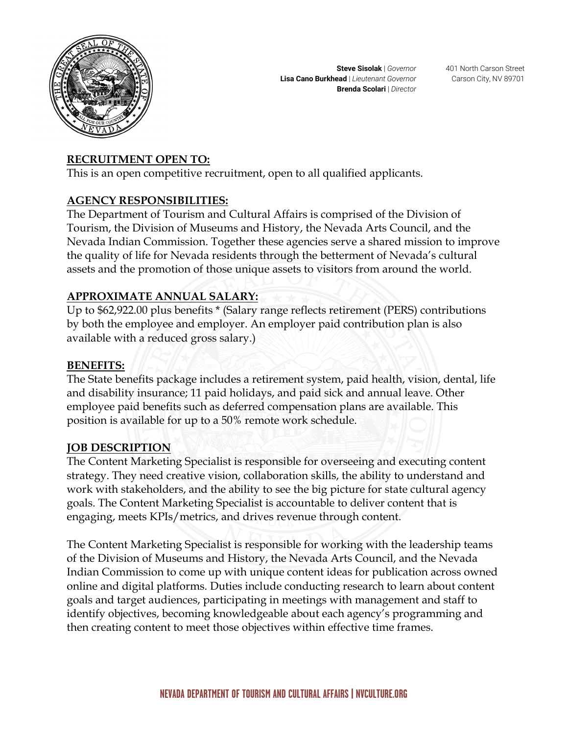**Steve Sisolak** | *Governor*
**Lisa Cano Burkhead** | *Lieutenant Governor*
**Brenda Scolari** | *Director*

401 North Carson Street
Carson City, NV 89701

## RECRUITMENT OPEN TO:

This is an open competitive recruitment, open to all qualified applicants.

## AGENCY RESPONSIBILITIES:

The Department of Tourism and Cultural Affairs is comprised of the Division of Tourism, the Division of Museums and History, the Nevada Arts Council, and the Nevada Indian Commission. Together these agencies serve a shared mission to improve the quality of life for Nevada residents through the betterment of Nevada's cultural assets and the promotion of those unique assets to visitors from around the world.

## APPROXIMATE ANNUAL SALARY:

Up to $62,922.00 plus benefits * (Salary range reflects retirement (PERS) contributions by both the employee and employer. An employer paid contribution plan is also available with a reduced gross salary.)

## BENEFITS:

The State benefits package includes a retirement system, paid health, vision, dental, life and disability insurance; 11 paid holidays, and paid sick and annual leave. Other employee paid benefits such as deferred compensation plans are available. This position is available for up to a 50% remote work schedule.

## JOB DESCRIPTION

The Content Marketing Specialist is responsible for overseeing and executing content strategy. They need creative vision, collaboration skills, the ability to understand and work with stakeholders, and the ability to see the big picture for state cultural agency goals. The Content Marketing Specialist is accountable to deliver content that is engaging, meets KPIs/metrics, and drives revenue through content.

The Content Marketing Specialist is responsible for working with the leadership teams of the Division of Museums and History, the Nevada Arts Council, and the Nevada Indian Commission to come up with unique content ideas for publication across owned online and digital platforms. Duties include conducting research to learn about content goals and target audiences, participating in meetings with management and staff to identify objectives, becoming knowledgeable about each agency's programming and then creating content to meet those objectives within effective time frames.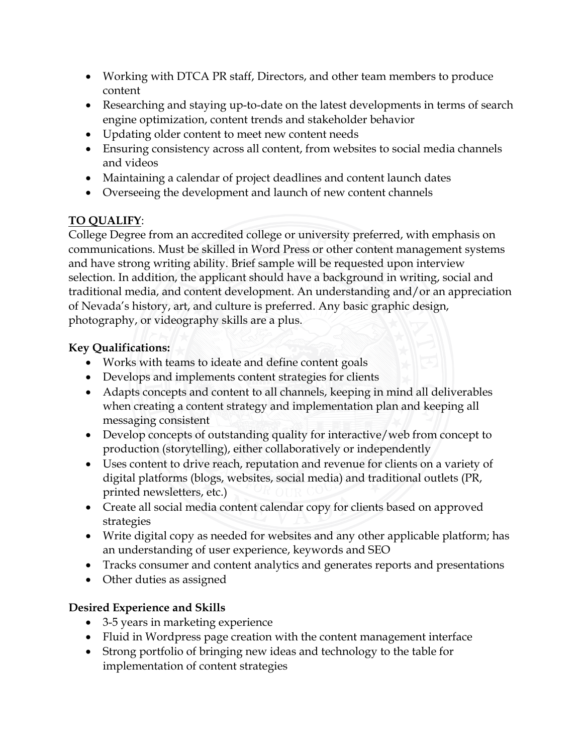- Working with DTCA PR staff, Directors, and other team members to produce content
- Researching and staying up-to-date on the latest developments in terms of search engine optimization, content trends and stakeholder behavior
- Updating older content to meet new content needs
- Ensuring consistency across all content, from websites to social media channels and videos
- Maintaining a calendar of project deadlines and content launch dates
- Overseeing the development and launch of new content channels

**TO QUALIFY**:

College Degree from an accredited college or university preferred, with emphasis on communications. Must be skilled in Word Press or other content management systems and have strong writing ability. Brief sample will be requested upon interview selection. In addition, the applicant should have a background in writing, social and traditional media, and content development. An understanding and/or an appreciation of Nevada's history, art, and culture is preferred. Any basic graphic design, photography, or videography skills are a plus.

**Key Qualifications:**

- Works with teams to ideate and define content goals
- Develops and implements content strategies for clients
- Adapts concepts and content to all channels, keeping in mind all deliverables when creating a content strategy and implementation plan and keeping all messaging consistent
- Develop concepts of outstanding quality for interactive/web from concept to production (storytelling), either collaboratively or independently
- Uses content to drive reach, reputation and revenue for clients on a variety of digital platforms (blogs, websites, social media) and traditional outlets (PR, printed newsletters, etc.)
- Create all social media content calendar copy for clients based on approved strategies
- Write digital copy as needed for websites and any other applicable platform; has an understanding of user experience, keywords and SEO
- Tracks consumer and content analytics and generates reports and presentations
- Other duties as assigned

**Desired Experience and Skills**

- 3-5 years in marketing experience
- Fluid in Wordpress page creation with the content management interface
- Strong portfolio of bringing new ideas and technology to the table for implementation of content strategies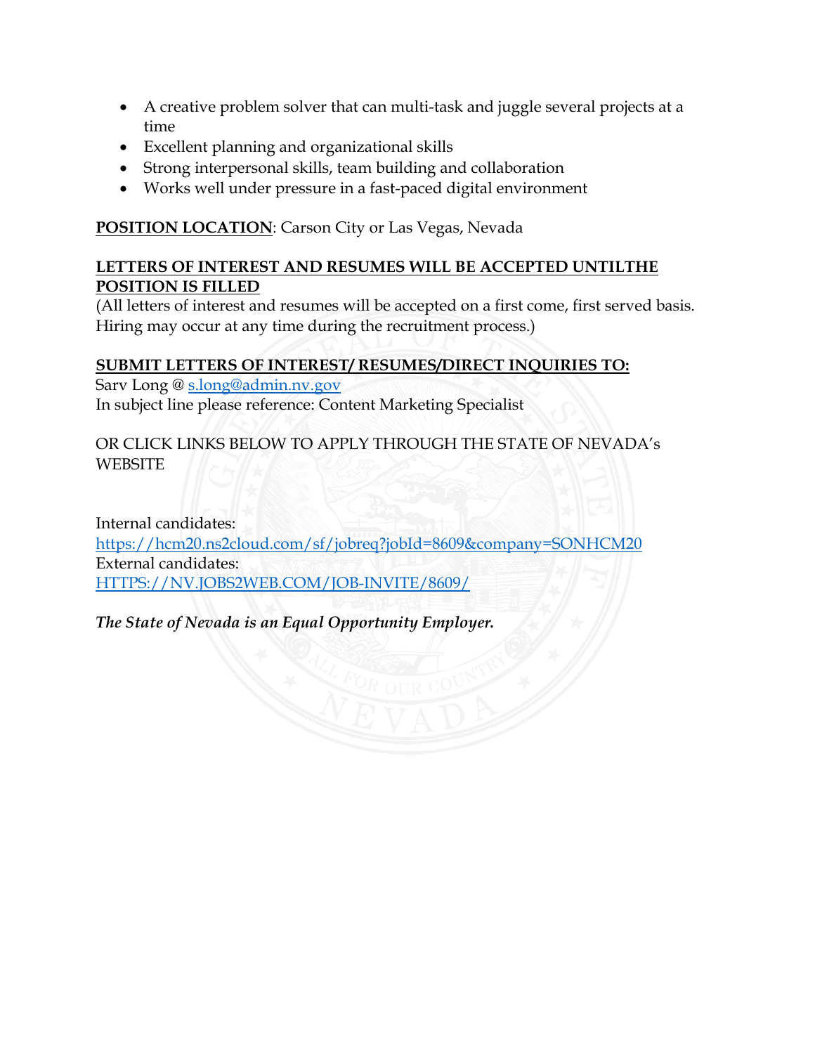- A creative problem solver that can multi-task and juggle several projects at a time
- Excellent planning and organizational skills
- Strong interpersonal skills, team building and collaboration
- Works well under pressure in a fast-paced digital environment

**POSITION LOCATION**: Carson City or Las Vegas, Nevada

**LETTERS OF INTEREST AND RESUMES WILL BE ACCEPTED UNTILTHE POSITION IS FILLED**

(All letters of interest and resumes will be accepted on a first come, first served basis. Hiring may occur at any time during the recruitment process.)

**SUBMIT LETTERS OF INTEREST/ RESUMES/DIRECT INQUIRIES TO:**

Sarv Long @ s.long@admin.nv.gov

In subject line please reference: Content Marketing Specialist

OR CLICK LINKS BELOW TO APPLY THROUGH THE STATE OF NEVADA's WEBSITE

Internal candidates:

https://hcm20.ns2cloud.com/sf/jobreq?jobId=8609&company=SONHCM20

External candidates:

HTTPS://NV.JOBS2WEB.COM/JOB-INVITE/8609/

***The State of Nevada is an Equal Opportunity Employer.***